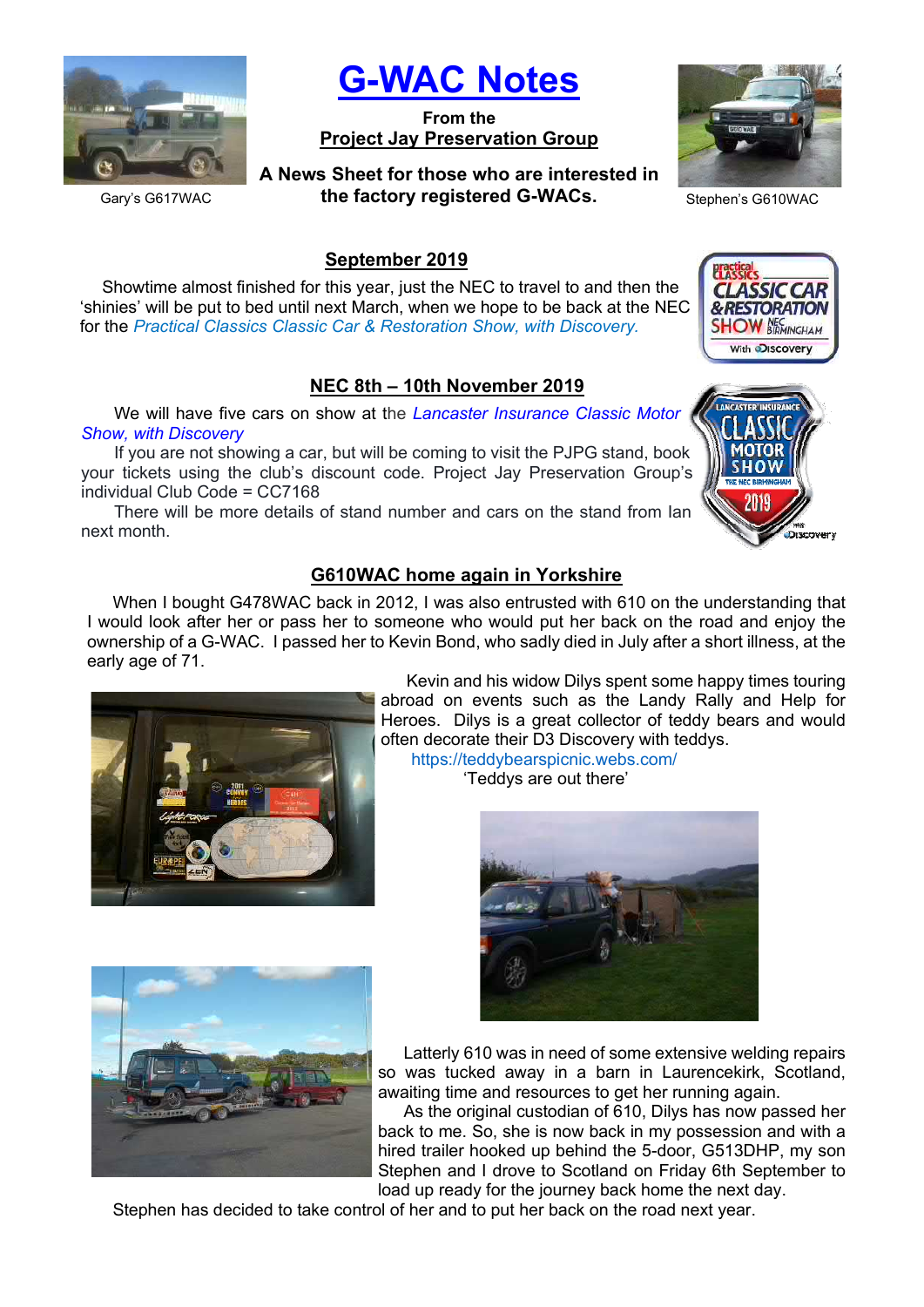Gary's G617WAC

# G-WAC Notes

**From the**
**Project Jay Preservation Group**

**A News Sheet for those who are interested in the factory registered G-WACs.**

Stephen's G610WAC

## September 2019

Showtime almost finished for this year, just the NEC to travel to and then the 'shinies' will be put to bed until next March, when we hope to be back at the NEC for the *Practical Classics Classic Car & Restoration Show, with Discovery.*

## NEC 8th – 10th November 2019

We will have five cars on show at the *Lancaster Insurance Classic Motor Show, with Discovery*

If you are not showing a car, but will be coming to visit the PJPG stand, book your tickets using the club's discount code. Project Jay Preservation Group's individual Club Code = CC7168

There will be more details of stand number and cars on the stand from Ian next month.

## G610WAC home again in Yorkshire

When I bought G478WAC back in 2012, I was also entrusted with 610 on the understanding that I would look after her or pass her to someone who would put her back on the road and enjoy the ownership of a G-WAC. I passed her to Kevin Bond, who sadly died in July after a short illness, at the early age of 71.

Kevin and his widow Dilys spent some happy times touring abroad on events such as the Landy Rally and Help for Heroes. Dilys is a great collector of teddy bears and would often decorate their D3 Discovery with teddys.

https://teddybearspicnic.webs.com/

'Teddys are out there'

Latterly 610 was in need of some extensive welding repairs so was tucked away in a barn in Laurencekirk, Scotland, awaiting time and resources to get her running again.

As the original custodian of 610, Dilys has now passed her back to me. So, she is now back in my possession and with a hired trailer hooked up behind the 5-door, G513DHP, my son Stephen and I drove to Scotland on Friday 6th September to load up ready for the journey back home the next day.

Stephen has decided to take control of her and to put her back on the road next year.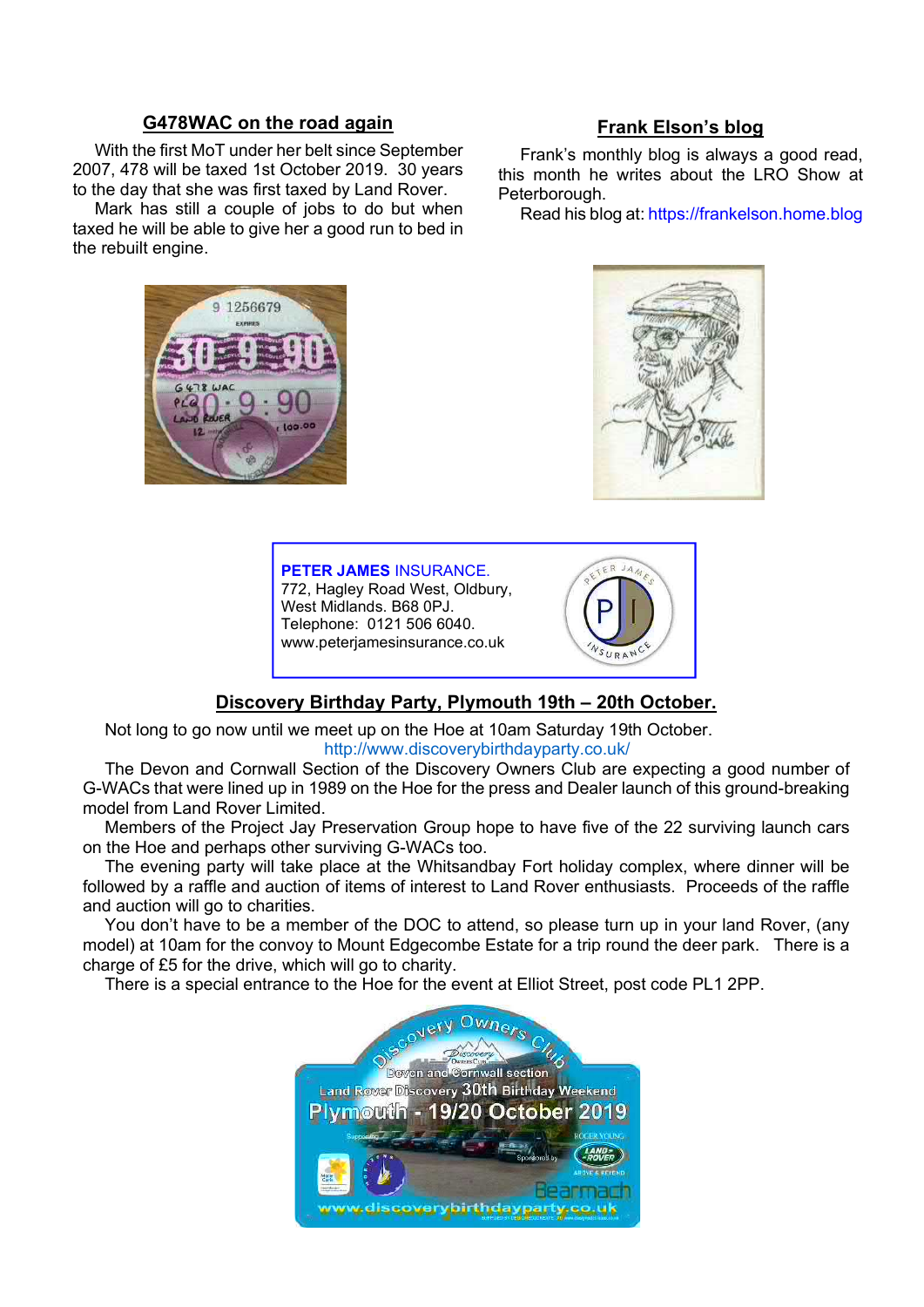## G478WAC on the road again

With the first MoT under her belt since September 2007, 478 will be taxed 1st October 2019. 30 years to the day that she was first taxed by Land Rover.

Mark has still a couple of jobs to do but when taxed he will be able to give her a good run to bed in the rebuilt engine.

## Frank Elson's blog

Frank's monthly blog is always a good read, this month he writes about the LRO Show at Peterborough.

Read his blog at: https://frankelson.home.blog

**PETER JAMES** INSURANCE.
772, Hagley Road West, Oldbury,
West Midlands. B68 0PJ.
Telephone: 0121 506 6040.
www.peterjamesinsurance.co.uk

## Discovery Birthday Party, Plymouth 19th – 20th October.

Not long to go now until we meet up on the Hoe at 10am Saturday 19th October.

http://www.discoverybirthdayparty.co.uk/

The Devon and Cornwall Section of the Discovery Owners Club are expecting a good number of G-WACs that were lined up in 1989 on the Hoe for the press and Dealer launch of this ground-breaking model from Land Rover Limited.

Members of the Project Jay Preservation Group hope to have five of the 22 surviving launch cars on the Hoe and perhaps other surviving G-WACs too.

The evening party will take place at the Whitsandbay Fort holiday complex, where dinner will be followed by a raffle and auction of items of interest to Land Rover enthusiasts. Proceeds of the raffle and auction will go to charities.

You don't have to be a member of the DOC to attend, so please turn up in your land Rover, (any model) at 10am for the convoy to Mount Edgecombe Estate for a trip round the deer park. There is a charge of £5 for the drive, which will go to charity.

There is a special entrance to the Hoe for the event at Elliot Street, post code PL1 2PP.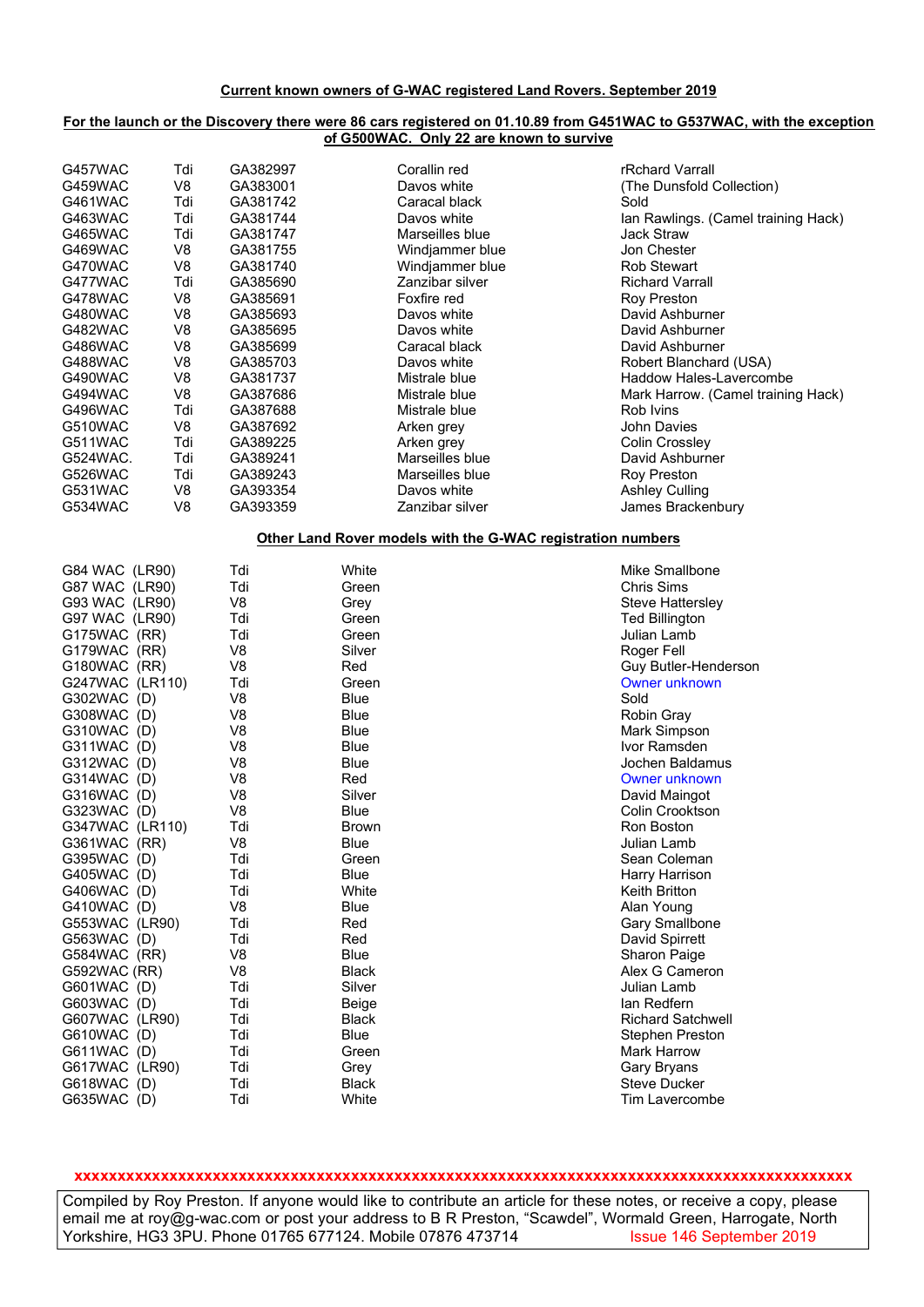**Current known owners of G-WAC registered Land Rovers. September 2019**

**For the launch or the Discovery there were 86 cars registered on 01.10.89 from G451WAC to G537WAC, with the exception of G500WAC. Only 22 are known to survive**

| | | | | |
|---|---|---|---|---|
| G457WAC | Tdi | GA382997 | Corallin red | rRchard Varrall |
| G459WAC | V8 | GA383001 | Davos white | (The Dunsfold Collection) |
| G461WAC | Tdi | GA381742 | Caracal black | Sold |
| G463WAC | Tdi | GA381744 | Davos white | Ian Rawlings. (Camel training Hack) |
| G465WAC | Tdi | GA381747 | Marseilles blue | Jack Straw |
| G469WAC | V8 | GA381755 | Windjammer blue | Jon Chester |
| G470WAC | V8 | GA381740 | Windjammer blue | Rob Stewart |
| G477WAC | Tdi | GA385690 | Zanzibar silver | Richard Varrall |
| G478WAC | V8 | GA385691 | Foxfire red | Roy Preston |
| G480WAC | V8 | GA385693 | Davos white | David Ashburner |
| G482WAC | V8 | GA385695 | Davos white | David Ashburner |
| G486WAC | V8 | GA385699 | Caracal black | David Ashburner |
| G488WAC | V8 | GA385703 | Davos white | Robert Blanchard (USA) |
| G490WAC | V8 | GA381737 | Mistrale blue | Haddow Hales-Lavercombe |
| G494WAC | V8 | GA387686 | Mistrale blue | Mark Harrow. (Camel training Hack) |
| G496WAC | Tdi | GA387688 | Mistrale blue | Rob Ivins |
| G510WAC | V8 | GA387692 | Arken grey | John Davies |
| G511WAC | Tdi | GA389225 | Arken grey | Colin Crossley |
| G524WAC. | Tdi | GA389241 | Marseilles blue | David Ashburner |
| G526WAC | Tdi | GA389243 | Marseilles blue | Roy Preston |
| G531WAC | V8 | GA393354 | Davos white | Ashley Culling |
| G534WAC | V8 | GA393359 | Zanzibar silver | James Brackenbury |

**Other Land Rover models with the G-WAC registration numbers**

| | | | |
|---|---|---|---|
| G84 WAC (LR90) | Tdi | White | Mike Smallbone |
| G87 WAC (LR90) | Tdi | Green | Chris Sims |
| G93 WAC (LR90) | V8 | Grey | Steve Hattersley |
| G97 WAC (LR90) | Tdi | Green | Ted Billington |
| G175WAC (RR) | Tdi | Green | Julian Lamb |
| G179WAC (RR) | V8 | Silver | Roger Fell |
| G180WAC (RR) | V8 | Red | Guy Butler-Henderson |
| G247WAC (LR110) | Tdi | Green | Owner unknown |
| G302WAC (D) | V8 | Blue | Sold |
| G308WAC (D) | V8 | Blue | Robin Gray |
| G310WAC (D) | V8 | Blue | Mark Simpson |
| G311WAC (D) | V8 | Blue | Ivor Ramsden |
| G312WAC (D) | V8 | Blue | Jochen Baldamus |
| G314WAC (D) | V8 | Red | Owner unknown |
| G316WAC (D) | V8 | Silver | David Maingot |
| G323WAC (D) | V8 | Blue | Colin Crooktson |
| G347WAC (LR110) | Tdi | Brown | Ron Boston |
| G361WAC (RR) | V8 | Blue | Julian Lamb |
| G395WAC (D) | Tdi | Green | Sean Coleman |
| G405WAC (D) | Tdi | Blue | Harry Harrison |
| G406WAC (D) | Tdi | White | Keith Britton |
| G410WAC (D) | V8 | Blue | Alan Young |
| G553WAC (LR90) | Tdi | Red | Gary Smallbone |
| G563WAC (D) | Tdi | Red | David Spirrett |
| G584WAC (RR) | V8 | Blue | Sharon Paige |
| G592WAC (RR) | V8 | Black | Alex G Cameron |
| G601WAC (D) | Tdi | Silver | Julian Lamb |
| G603WAC (D) | Tdi | Beige | Ian Redfern |
| G607WAC (LR90) | Tdi | Black | Richard Satchwell |
| G610WAC (D) | Tdi | Blue | Stephen Preston |
| G611WAC (D) | Tdi | Green | Mark Harrow |
| G617WAC (LR90) | Tdi | Grey | Gary Bryans |
| G618WAC (D) | Tdi | Black | Steve Ducker |
| G635WAC (D) | Tdi | White | Tim Lavercombe |

xxxxxxxxxxxxxxxxxxxxxxxxxxxxxxxxxxxxxxxxxxxxxxxxxxxxxxxxxxxxxxxxxxxxxxxxxxxxxxxxxxxxxxxxxx

Compiled by Roy Preston. If anyone would like to contribute an article for these notes, or receive a copy, please email me at roy@g-wac.com or post your address to B R Preston, "Scawdel", Wormald Green, Harrogate, North Yorkshire, HG3 3PU. Phone 01765 677124. Mobile 07876 473714 Issue 146 September 2019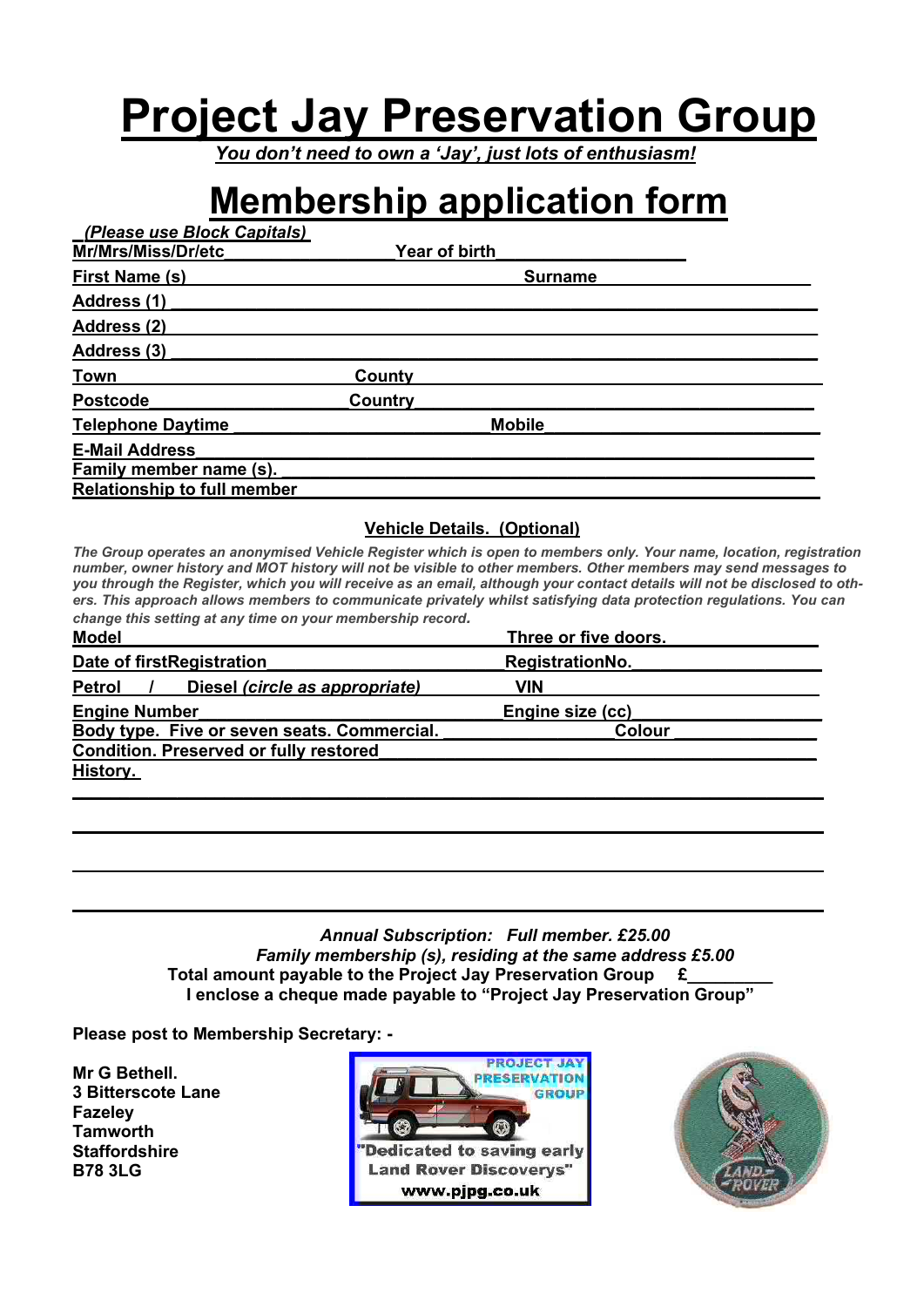# Project Jay Preservation Group

*You don't need to own a 'Jay', just lots of enthusiasm!*

# Membership application form

*(Please use Block Capitals)*

**Mr/Mrs/Miss/Dr/etc**\_\_\_\_\_\_\_\_\_\_\_\_\_\_\_\_\_\_ **Year of birth**\_\_\_\_\_\_\_\_\_\_\_\_\_\_\_\_\_\_

**First Name (s)**\_\_\_\_\_\_\_\_\_\_\_\_\_\_\_\_\_\_\_\_\_\_\_\_\_\_\_\_\_\_ **Surname**\_\_\_\_\_\_\_\_\_\_\_\_\_\_\_\_\_\_\_\_\_\_\_\_

**Address (1)**\_\_\_\_\_\_\_\_\_\_\_\_\_\_\_\_\_\_\_\_\_\_\_\_\_\_\_\_\_\_\_\_\_\_\_\_\_\_\_\_\_\_\_\_\_\_\_\_\_\_\_\_\_\_\_\_\_\_

**Address (2)**\_\_\_\_\_\_\_\_\_\_\_\_\_\_\_\_\_\_\_\_\_\_\_\_\_\_\_\_\_\_\_\_\_\_\_\_\_\_\_\_\_\_\_\_\_\_\_\_\_\_\_\_\_\_\_\_\_\_

**Address (3)**\_\_\_\_\_\_\_\_\_\_\_\_\_\_\_\_\_\_\_\_\_\_\_\_\_\_\_\_\_\_\_\_\_\_\_\_\_\_\_\_\_\_\_\_\_\_\_\_\_\_\_\_\_\_\_\_\_\_

**Town**\_\_\_\_\_\_\_\_\_\_\_\_\_\_\_\_\_\_\_\_\_\_\_\_\_\_ **County**\_\_\_\_\_\_\_\_\_\_\_\_\_\_\_\_\_\_\_\_\_\_\_\_\_\_\_\_\_\_\_\_\_\_\_\_

**Postcode**\_\_\_\_\_\_\_\_\_\_\_\_\_\_\_\_\_\_\_\_\_\_\_ **Country**\_\_\_\_\_\_\_\_\_\_\_\_\_\_\_\_\_\_\_\_\_\_\_\_\_\_\_\_\_\_\_\_\_\_\_

**Telephone Daytime**\_\_\_\_\_\_\_\_\_\_\_\_\_\_\_\_\_\_\_\_\_\_\_\_\_\_ **Mobile**\_\_\_\_\_\_\_\_\_\_\_\_\_\_\_\_\_\_\_\_\_\_\_\_\_\_

**E-Mail Address**\_\_\_\_\_\_\_\_\_\_\_\_\_\_\_\_\_\_\_\_\_\_\_\_\_\_\_\_\_\_\_\_\_\_\_\_\_\_\_\_\_\_\_\_\_\_\_\_\_\_\_\_\_\_\_\_

**Family member name (s).**\_\_\_\_\_\_\_\_\_\_\_\_\_\_\_\_\_\_\_\_\_\_\_\_\_\_\_\_\_\_\_\_\_\_\_\_\_\_\_\_\_\_\_\_\_\_\_\_\_

**Relationship to full member**\_\_\_\_\_\_\_\_\_\_\_\_\_\_\_\_\_\_\_\_\_\_\_\_\_\_\_\_\_\_\_\_\_\_\_\_\_\_\_\_\_\_\_\_\_\_\_

## Vehicle Details. (Optional)

*The Group operates an anonymised Vehicle Register which is open to members only. Your name, location, registration number, owner history and MOT history will not be visible to other members. Other members may send messages to you through the Register, which will receive as an email, although your contact details will not be disclosed to others. This approach allows members to communicate privately whilst satisfying data protection regulations. You can change this setting at any time on your membership record.*

**Model**\_\_\_\_\_\_\_\_\_\_\_\_\_\_\_\_\_\_\_\_\_\_\_\_\_\_\_\_\_\_\_\_\_\_\_\_\_\_ **Three or five doors.**\_\_\_\_\_\_\_\_\_\_\_\_\_\_\_

**Date of firstRegistration**\_\_\_\_\_\_\_\_\_\_\_\_\_\_\_\_\_\_\_\_\_\_\_\_\_ **RegistrationNo.**\_\_\_\_\_\_\_\_\_\_\_\_\_\_\_\_\_\_

**Petrol / Diesel** ***(circle as appropriate)*** **VIN**\_\_\_\_\_\_\_\_\_\_\_\_\_\_\_\_\_\_\_\_\_\_\_\_\_\_\_\_\_\_\_\_

**Engine Number**\_\_\_\_\_\_\_\_\_\_\_\_\_\_\_\_\_\_\_\_\_\_\_\_\_\_\_\_\_\_\_\_\_\_ **Engine size (cc)**\_\_\_\_\_\_\_\_\_\_\_\_\_\_\_\_\_\_\_

**Body type. Five or seven seats. Commercial.**\_\_\_\_\_\_\_\_\_\_\_\_\_\_\_\_\_ **Colour**\_\_\_\_\_\_\_\_\_\_\_\_\_\_\_\_

**Condition. Preserved or fully restored**\_\_\_\_\_\_\_\_\_\_\_\_\_\_\_\_\_\_\_\_\_\_\_\_\_\_\_\_\_\_\_\_\_\_\_\_\_\_\_\_\_\_\_

**History.**\_\_\_\_\_\_\_\_\_\_\_\_\_\_\_\_\_\_\_\_\_\_\_\_\_\_\_\_\_\_\_\_\_\_\_\_\_\_\_\_\_\_\_\_\_\_\_\_\_\_\_\_\_\_\_\_\_\_\_\_\_\_\_\_\_

\_\_\_\_\_\_\_\_\_\_\_\_\_\_\_\_\_\_\_\_\_\_\_\_\_\_\_\_\_\_\_\_\_\_\_\_\_\_\_\_\_\_\_\_\_\_\_\_\_\_\_\_\_\_\_\_\_\_\_\_\_\_\_\_\_\_\_\_\_\_\_\_\_\_\_

\_\_\_\_\_\_\_\_\_\_\_\_\_\_\_\_\_\_\_\_\_\_\_\_\_\_\_\_\_\_\_\_\_\_\_\_\_\_\_\_\_\_\_\_\_\_\_\_\_\_\_\_\_\_\_\_\_\_\_\_\_\_\_\_\_\_\_\_\_\_\_\_\_\_\_

\_\_\_\_\_\_\_\_\_\_\_\_\_\_\_\_\_\_\_\_\_\_\_\_\_\_\_\_\_\_\_\_\_\_\_\_\_\_\_\_\_\_\_\_\_\_\_\_\_\_\_\_\_\_\_\_\_\_\_\_\_\_\_\_\_\_\_\_\_\_\_\_\_\_\_

***Annual Subscription: Full member. £25.00***

***Family membership (s), residing at the same address £5.00***

**Total amount payable to the Project Jay Preservation Group £**\_\_\_\_\_\_\_\_\_

**I enclose a cheque made payable to "Project Jay Preservation Group"**

**Please post to Membership Secretary: -**

**Mr G Bethell.**
**3 Bitterscote Lane**
**Fazeley**
**Tamworth**
**Staffordshire**
**B78 3LG**

PROJECT JAY PRESERVATION GROUP
"Dedicated to saving early Land Rover Discoverys"
www.pjpg.co.uk